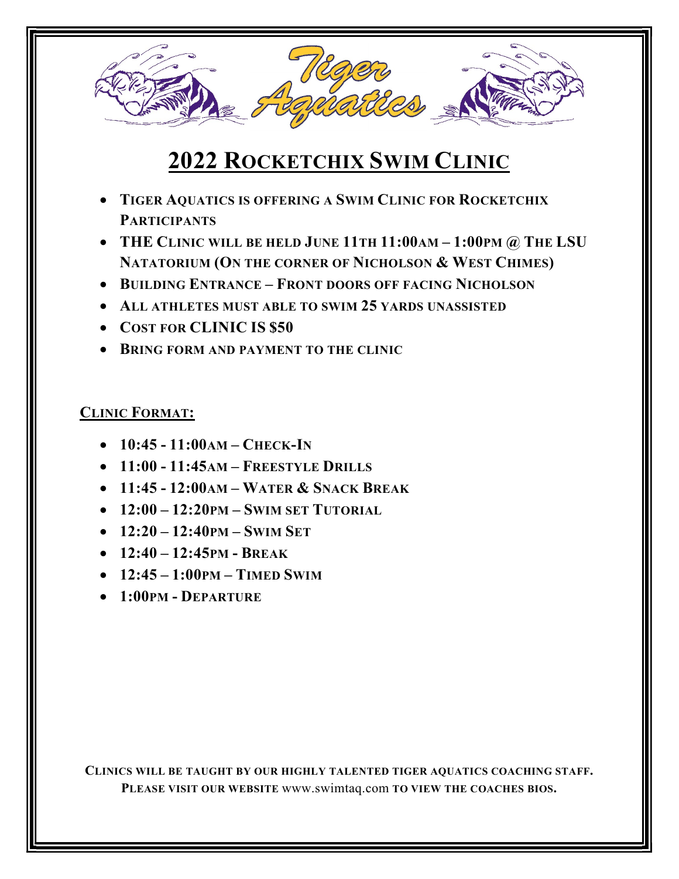# Tiger Aquatics

## 2022 Rocketchix Swim Clinic

- **Tiger Aquatics is offering a Swim Clinic for Rocketchix Participants**
- **THE Clinic will be held June 11th 11:00am – 1:00pm @ The LSU Natatorium (On the corner of Nicholson & West Chimes)**
- **Building Entrance – Front doors off facing Nicholson**
- **All athletes must able to swim 25 yards unassisted**
- **Cost for CLINIC IS $50**
- **Bring form and payment to the clinic**

### Clinic Format:

- **10:45 - 11:00am – Check-In**
- **11:00 - 11:45am – Freestyle Drills**
- **11:45 - 12:00am – Water & Snack Break**
- **12:00 – 12:20pm – Swim set Tutorial**
- **12:20 – 12:40pm – Swim Set**
- **12:40 – 12:45pm - Break**
- **12:45 – 1:00pm – Timed Swim**
- **1:00pm - Departure**

**Clinics will be taught by our highly talented tiger aquatics coaching staff. Please visit our website** www.swimtaq.com **to view the coaches bios.**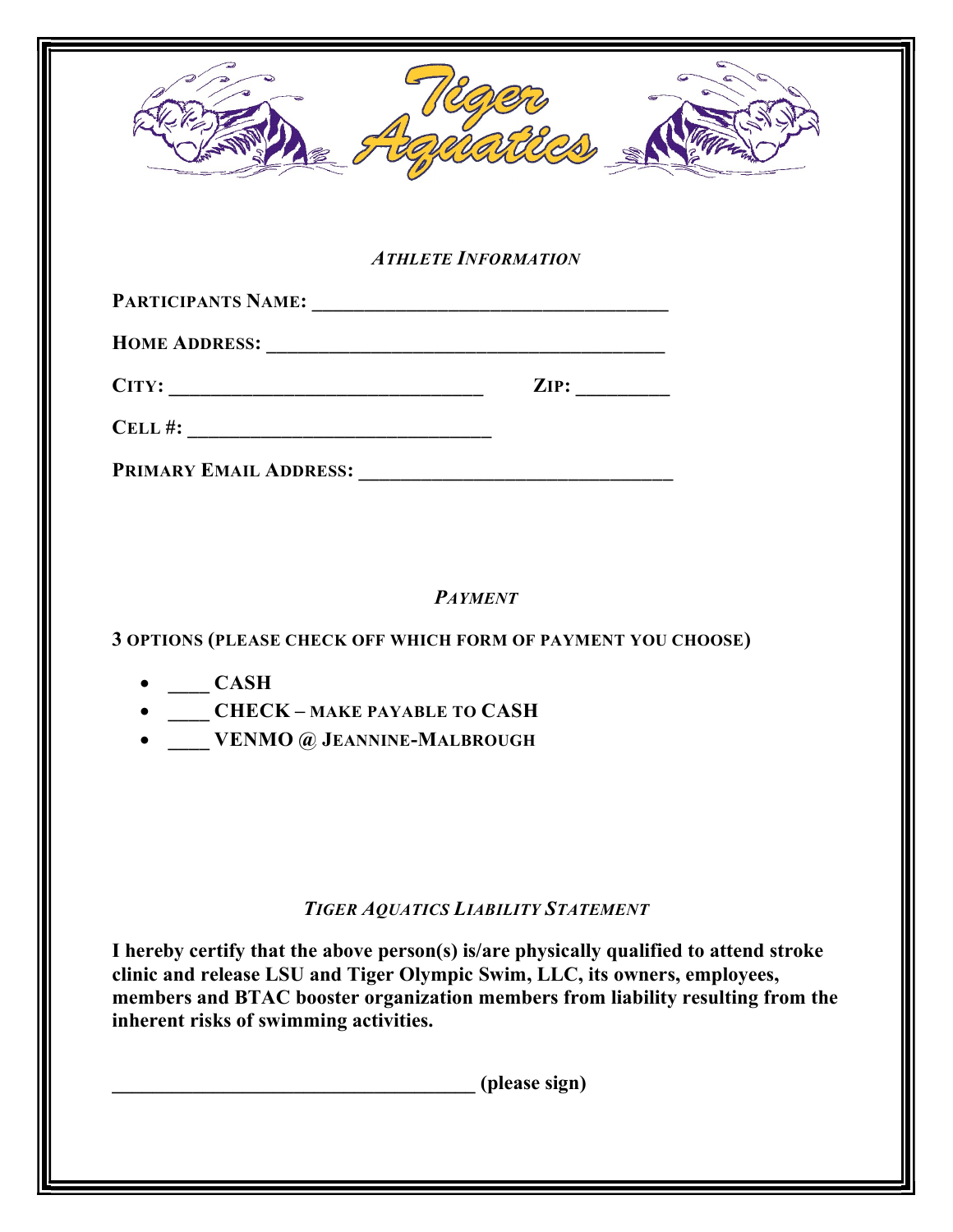# Tiger Aquatics

### *Athlete Information*

**Participants Name: ___________________________________**

**Home Address: _______________________________________**

**City: ______________________________ Zip: _________**

**Cell #: ______________________________**

**Primary Email Address: _______________________________**

### *Payment*

**3 options (please check off which form of payment you choose)**

- **____ CASH**
- **____ CHECK – make payable to CASH**
- **____ VENMO @ Jeannine-Malbrough**

### *Tiger Aquatics Liability Statement*

**I hereby certify that the above person(s) is/are physically qualified to attend stroke clinic and release LSU and Tiger Olympic Swim, LLC, its owners, employees, members and BTAC booster organization members from liability resulting from the inherent risks of swimming activities.**

**____________________________________ (please sign)**